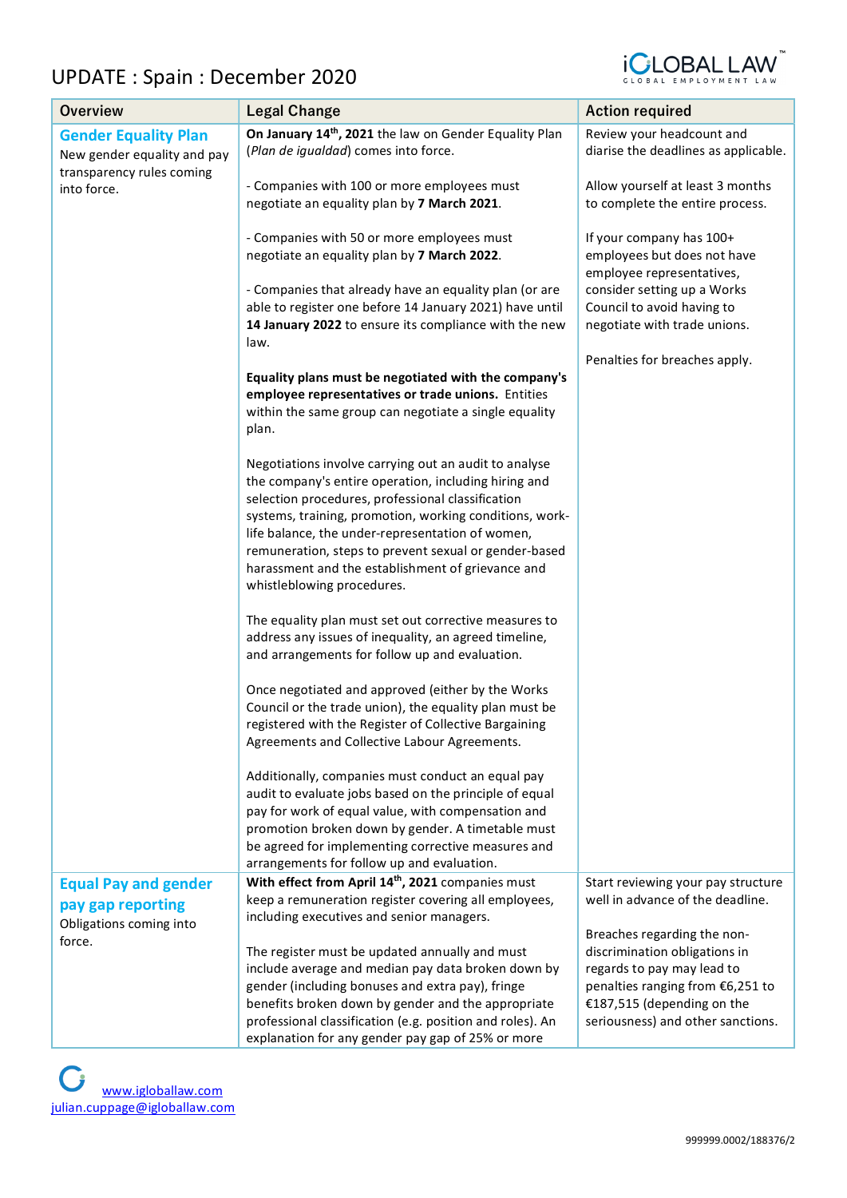# UPDATE : Spain : December 2020

| Overview | Legal Change | Action required |
|---|---|---|
| **Gender Equality Plan**<br>New gender equality and pay transparency rules coming into force. | **On January 14th, 2021** the law on Gender Equality Plan (*Plan de igualdad*) comes into force.<br><br>- Companies with 100 or more employees must negotiate an equality plan by **7 March 2021**.<br><br>- Companies with 50 or more employees must negotiate an equality plan by **7 March 2022**.<br><br>- Companies that already have an equality plan (or are able to register one before 14 January 2021) have until **14 January 2022** to ensure its compliance with the new law.<br><br>**Equality plans must be negotiated with the company's employee representatives or trade unions.** Entities within the same group can negotiate a single equality plan.<br><br>Negotiations involve carrying out an audit to analyse the company's entire operation, including hiring and selection procedures, professional classification systems, training, promotion, working conditions, work-life balance, the under-representation of women, remuneration, steps to prevent sexual or gender-based harassment and the establishment of grievance and whistleblowing procedures.<br><br>The equality plan must set out corrective measures to address any issues of inequality, an agreed timeline, and arrangements for follow up and evaluation.<br><br>Once negotiated and approved (either by the Works Council or the trade union), the equality plan must be registered with the Register of Collective Bargaining Agreements and Collective Labour Agreements.<br><br>Additionally, companies must conduct an equal pay audit to evaluate jobs based on the principle of equal pay for work of equal value, with compensation and promotion broken down by gender. A timetable must be agreed for implementing corrective measures and arrangements for follow up and evaluation. | Review your headcount and diarise the deadlines as applicable.<br><br>Allow yourself at least 3 months to complete the entire process.<br><br>If your company has 100+ employees but does not have employee representatives, consider setting up a Works Council to avoid having to negotiate with trade unions.<br><br>Penalties for breaches apply. |
| **Equal Pay and gender pay gap reporting**<br>Obligations coming into force. | **With effect from April 14th, 2021** companies must keep a remuneration register covering all employees, including executives and senior managers.<br><br>The register must be updated annually and must include average and median pay data broken down by gender (including bonuses and extra pay), fringe benefits broken down by gender and the appropriate professional classification (e.g. position and roles). An explanation for any gender pay gap of 25% or more | Start reviewing your pay structure well in advance of the deadline.<br><br>Breaches regarding the non-discrimination obligations in regards to pay may lead to penalties ranging from €6,251 to €187,515 (depending on the seriousness) and other sanctions. |

[www.igloballaw.com](http://www.igloballaw.com)
[julian.cuppage@igloballaw.com](mailto:julian.cuppage@igloballaw.com)

999999.0002/188376/2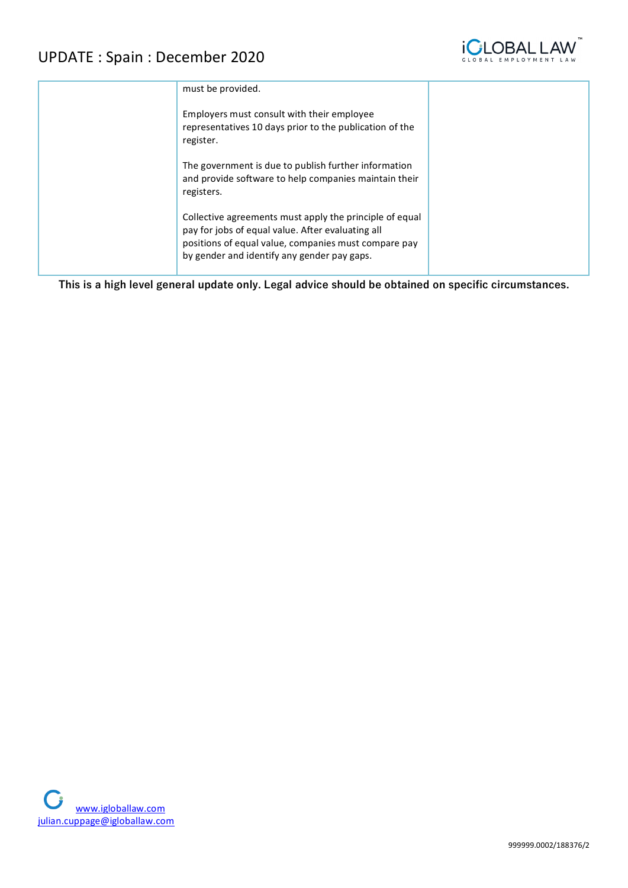| | | |
|---|---|---|
| | must be provided.<br><br>Employers must consult with their employee representatives 10 days prior to the publication of the register.<br><br>The government is due to publish further information and provide software to help companies maintain their registers.<br><br>Collective agreements must apply the principle of equal pay for jobs of equal value. After evaluating all positions of equal value, companies must compare pay by gender and identify any gender pay gaps. | |

**This is a high level general update only. Legal advice should be obtained on specific circumstances.**

www.igloballaw.com
julian.cuppage@igloballaw.com

999999.0002/188376/2